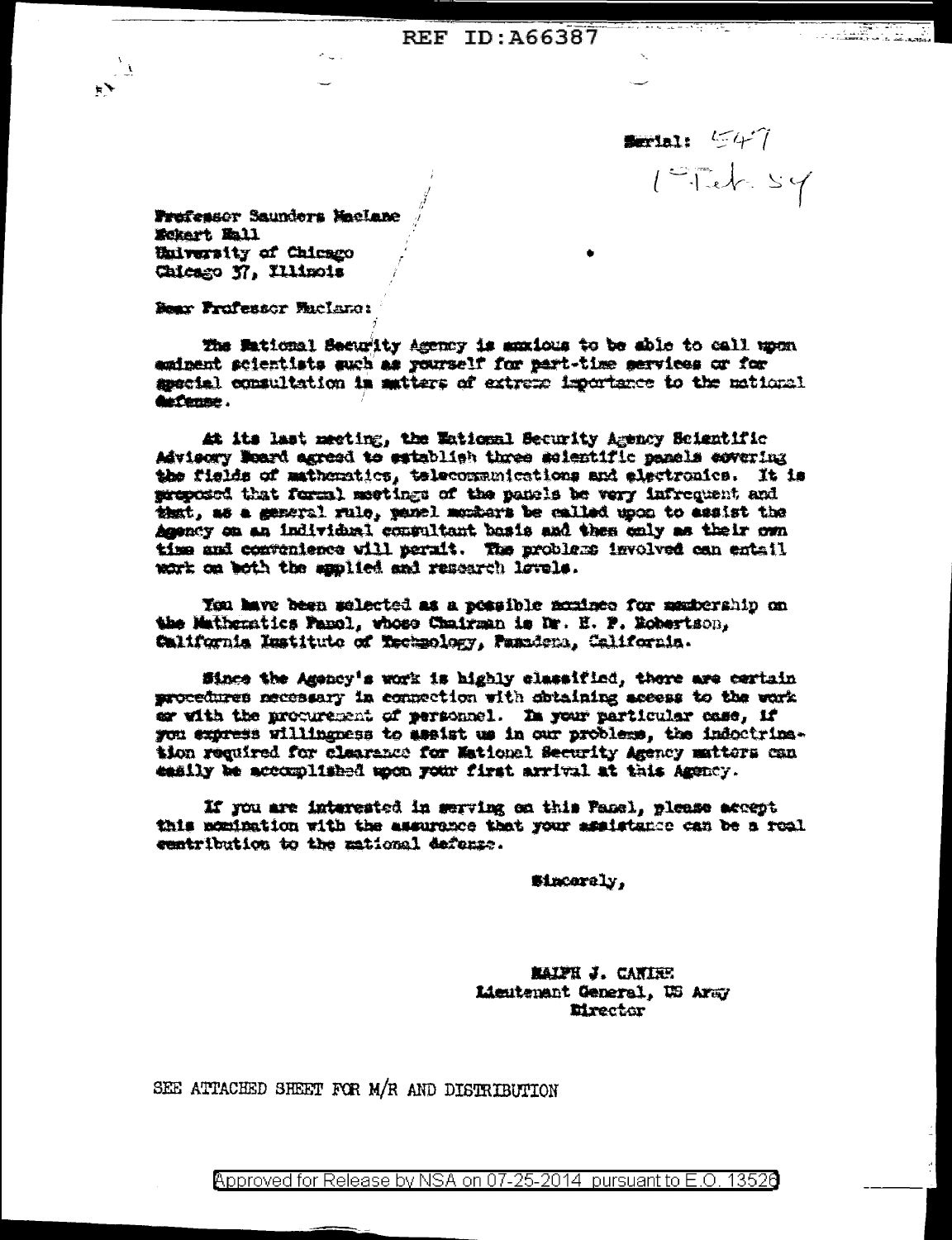Serial: 547
19 Feb 54

Professor Saunders Maclane
Eckart Hall
University of Chicago
Chicago 37, Illinois

Dear Professor Maclane:

The National Security Agency is anxious to be able to call upon eminent scientists such as yourself for part-time services or for special consultation in matters of extreme importance to the national defense.

At its last meeting, the National Security Agency Scientific Advisory Board agreed to establish three scientific panels covering the fields of mathematics, telecommunications and electronics. It is proposed that formal meetings of the panels be very infrequent and that, as a general rule, panel members be called upon to assist the Agency on an individual consultant basis and then only as their own time and convenience will permit. The problems involved can entail work on both the applied and research levels.

You have been selected as a possible nominee for membership on the Mathematics Panel, whose Chairman is Dr. H. P. Robertson, California Institute of Technology, Pasadena, California.

Since the Agency's work is highly classified, there are certain procedures necessary in connection with obtaining access to the work or with the procurement of personnel. In your particular case, if you express willingness to assist us in our problems, the indoctrination required for clearance for National Security Agency matters can easily be accomplished upon your first arrival at this Agency.

If you are interested in serving on this Panel, please accept this nomination with the assurance that your assistance can be a real contribution to the national defense.

Sincerely,

RALPH J. CANINE
Lieutenant General, US Army
Director

SEE ATTACHED SHEET FOR M/R AND DISTRIBUTION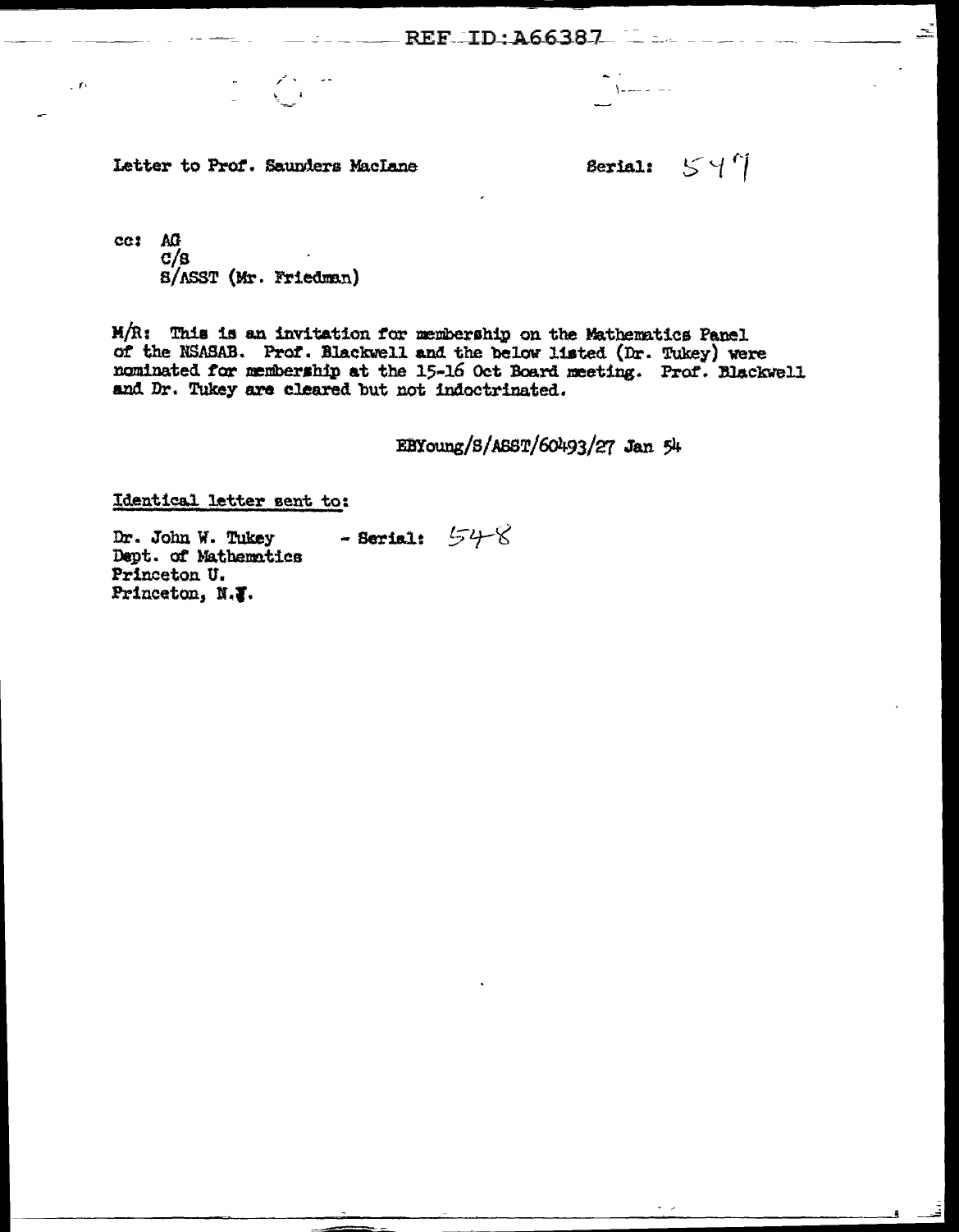Letter to Prof. Saunders MacLane

Serial: 549

cc: AG
C/S
S/ASST (Mr. Friedman)

M/R: This is an invitation for membership on the Mathematics Panel of the NSASAB. Prof. Blackwell and the below listed (Dr. Tukey) were nominated for membership at the 15-16 Oct Board meeting. Prof. Blackwell and Dr. Tukey are cleared but not indoctrinated.

EBYoung/S/ASST/60493/27 Jan 54

Identical letter sent to:

Dr. John W. Tukey - Serial: 548
Dept. of Mathematics
Princeton U.
Princeton, N.J.